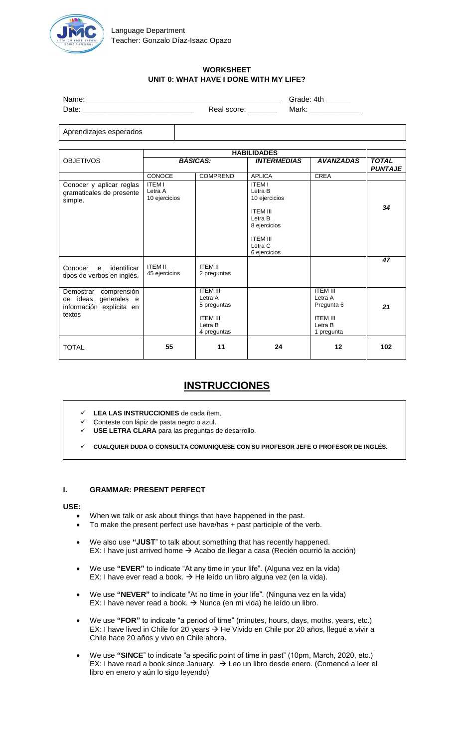Language Department
Teacher: Gonzalo Díaz-Isaac Opazo

**WORKSHEET**
**UNIT 0: WHAT HAVE I DONE WITH MY LIFE?**

Name: ____________________________________ Grade: 4th ______
Date: __________________________ Real score: _______ Mark: ___________

| Aprendizajes esperados | |
|---|---|

| OBJETIVOS | HABILIDADES | | | | |
|---|---|---|---|---|---|
| | ***BÁSICAS:*** | | ***INTERMEDIAS*** | ***AVANZADAS*** | ***TOTAL PUNTAJE*** |
| | CONOCE | COMPREND | APLICA | CREA | |
| Conocer y aplicar reglas gramaticales de presente simple. | ITEM I Letra A 10 ejercicios | | ITEM I Letra B 10 ejercicios ITEM III Letra B 8 ejercicios ITEM III Letra C 6 ejercicios | | ***34*** |
| Conocer e identificar tipos de verbos en inglés. | ITEM II 45 ejercicios | ITEM II 2 preguntas | | | ***47*** |
| Demostrar comprensión de ideas generales e información explícita en textos | | ITEM III Letra A 5 preguntas ITEM III Letra B 4 preguntas | | ITEM III Letra A Pregunta 6 ITEM III Letra B 1 pregunta | ***21*** |
| TOTAL | **55** | **11** | **24** | **12** | **102** |

## INSTRUCCIONES

- ✓ **LEA LAS INSTRUCCIONES** de cada ítem.
- ✓ Conteste con lápiz de pasta negro o azul.
- ✓ **USE LETRA CLARA** para las preguntas de desarrollo.
- ✓ **CUALQUIER DUDA O CONSULTA COMUNIQUESE CON SU PROFESOR JEFE O PROFESOR DE INGLÉS.**

### I. GRAMMAR: PRESENT PERFECT

**USE:**

- When we talk or ask about things that have happened in the past.
- To make the present perfect use have/has + past participle of the verb.
- We also use **"JUST"** to talk about something that has recently happened.
  EX: I have just arrived home → Acabo de llegar a casa (Recién ocurrió la acción)
- We use **"EVER"** to indicate "At any time in your life". (Alguna vez en la vida)
  EX: I have ever read a book. → He leído un libro alguna vez (en la vida).
- We use **"NEVER"** to indicate "At no time in your life". (Ninguna vez en la vida)
  EX: I have never read a book. → Nunca (en mi vida) he leído un libro.
- We use **"FOR"** to indicate "a period of time" (minutes, hours, days, moths, years, etc.)
  EX: I have lived in Chile for 20 years → He Vivido en Chile por 20 años, llegué a vivir a Chile hace 20 años y vivo en Chile ahora.
- We use **"SINCE"** to indicate "a specific point of time in past" (10pm, March, 2020, etc.)
  EX: I have read a book since January. → Leo un libro desde enero. (Comencé a leer el libro en enero y aún lo sigo leyendo)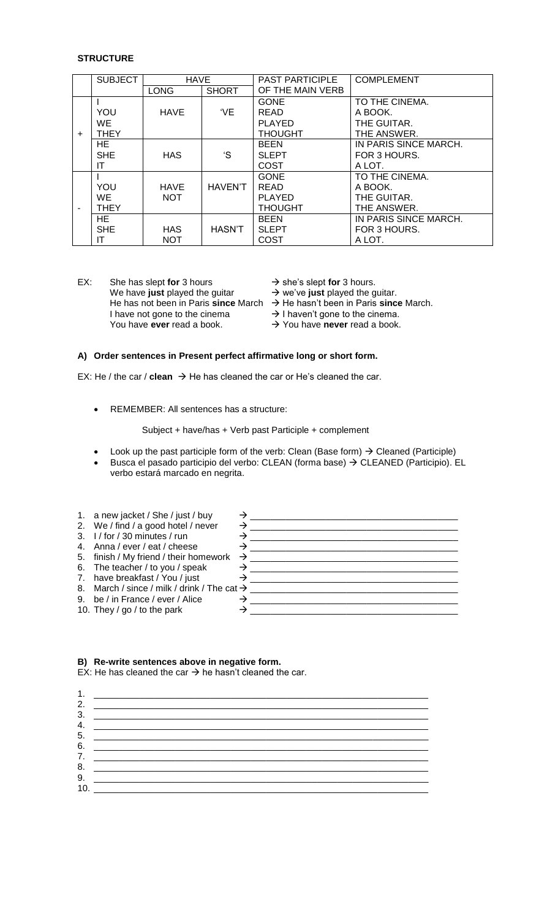**STRUCTURE**

| | SUBJECT | HAVE | | PAST PARTICIPLE OF THE MAIN VERB | COMPLEMENT |
|---|---|---|---|---|---|
| | | LONG | SHORT | | |
| + | I<br>YOU<br>WE<br>THEY | HAVE | 'VE | GONE<br>READ<br>PLAYED<br>THOUGHT | TO THE CINEMA.<br>A BOOK.<br>THE GUITAR.<br>THE ANSWER. |
| | HE<br>SHE<br>IT | HAS | 'S | BEEN<br>SLEPT<br>COST | IN PARIS SINCE MARCH.<br>FOR 3 HOURS.<br>A LOT. |
| - | I<br>YOU<br>WE<br>THEY | HAVE NOT | HAVEN'T | GONE<br>READ<br>PLAYED<br>THOUGHT | TO THE CINEMA.<br>A BOOK.<br>THE GUITAR.<br>THE ANSWER. |
| | HE<br>SHE<br>IT | HAS NOT | HASN'T | BEEN<br>SLEPT<br>COST | IN PARIS SINCE MARCH.<br>FOR 3 HOURS.<br>A LOT. |

EX: She has slept **for** 3 hours → she's slept **for** 3 hours.
We have **just** played the guitar → we've **just** played the guitar.
He has not been in Paris **since** March → He hasn't been in Paris **since** March.
I have not gone to the cinema → I haven't gone to the cinema.
You have **ever** read a book. → You have **never** read a book.

**A) Order sentences in Present perfect affirmative long or short form.**

EX: He / the car / **clean** → He has cleaned the car or He's cleaned the car.

- REMEMBER: All sentences has a structure:

  Subject + have/has + Verb past Participle + complement

- Look up the past participle form of the verb: Clean (Base form) → Cleaned (Participle)
- Busca el pasado participio del verbo: CLEAN (forma base) → CLEANED (Participio). EL verbo estará marcado en negrita.

1. a new jacket / She / just / buy → ______________________________
2. We / find / a good hotel / never → ______________________________
3. I / for / 30 minutes / run → ______________________________
4. Anna / ever / eat / cheese → ______________________________
5. finish / My friend / their homework → ______________________________
6. The teacher / to you / speak → ______________________________
7. have breakfast / You / just → ______________________________
8. March / since / milk / drink / The cat → ______________________________
9. be / in France / ever / Alice → ______________________________
10. They / go / to the park → ______________________________

**B) Re-write sentences above in negative form.**

EX: He has cleaned the car → he hasn't cleaned the car.

1. ______________________________
2. ______________________________
3. ______________________________
4. ______________________________
5. ______________________________
6. ______________________________
7. ______________________________
8. ______________________________
9. ______________________________
10. ______________________________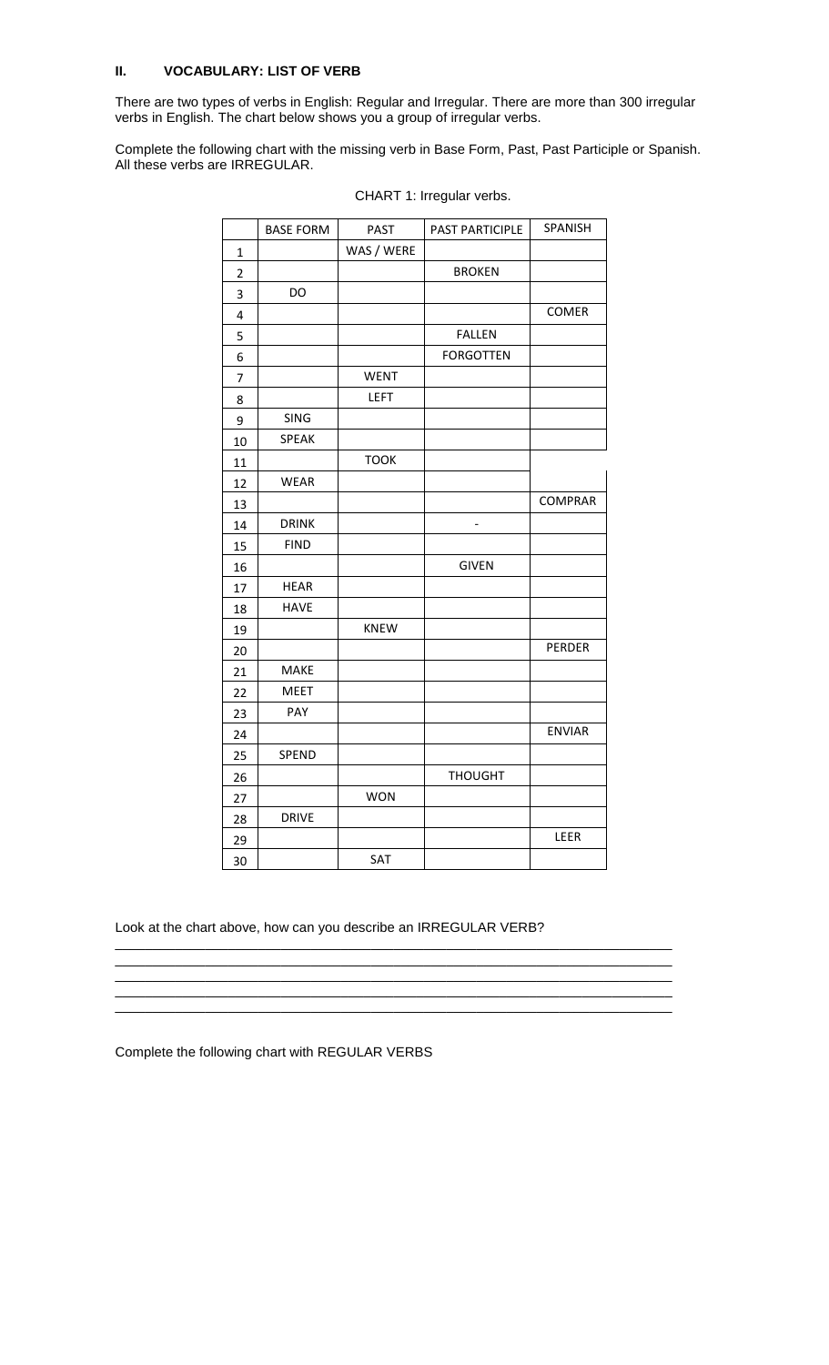## II. VOCABULARY: LIST OF VERB

There are two types of verbs in English: Regular and Irregular. There are more than 300 irregular verbs in English. The chart below shows you a group of irregular verbs.

Complete the following chart with the missing verb in Base Form, Past, Past Participle or Spanish. All these verbs are IRREGULAR.

CHART 1: Irregular verbs.

| | BASE FORM | PAST | PAST PARTICIPLE | SPANISH |
|---|---|---|---|---|
| 1 | | WAS / WERE | | |
| 2 | | | BROKEN | |
| 3 | DO | | | |
| 4 | | | | COMER |
| 5 | | | FALLEN | |
| 6 | | | FORGOTTEN | |
| 7 | | WENT | | |
| 8 | | LEFT | | |
| 9 | SING | | | |
| 10 | SPEAK | | | |
| 11 | | TOOK | | |
| 12 | WEAR | | | |
| 13 | | | | COMPRAR |
| 14 | DRINK | | - | |
| 15 | FIND | | | |
| 16 | | | GIVEN | |
| 17 | HEAR | | | |
| 18 | HAVE | | | |
| 19 | | KNEW | | |
| 20 | | | | PERDER |
| 21 | MAKE | | | |
| 22 | MEET | | | |
| 23 | PAY | | | |
| 24 | | | | ENVIAR |
| 25 | SPEND | | | |
| 26 | | | THOUGHT | |
| 27 | | WON | | |
| 28 | DRIVE | | | |
| 29 | | | | LEER |
| 30 | | SAT | | |

Look at the chart above, how can you describe an IRREGULAR VERB?

\_\_\_\_\_\_\_\_\_\_\_\_\_\_\_\_\_\_\_\_\_\_\_\_\_\_\_\_\_\_\_\_\_\_\_\_\_\_\_\_\_\_\_\_\_\_\_\_\_\_\_\_\_\_\_\_\_\_\_\_\_\_\_\_\_\_\_\_\_\_
\_\_\_\_\_\_\_\_\_\_\_\_\_\_\_\_\_\_\_\_\_\_\_\_\_\_\_\_\_\_\_\_\_\_\_\_\_\_\_\_\_\_\_\_\_\_\_\_\_\_\_\_\_\_\_\_\_\_\_\_\_\_\_\_\_\_\_\_\_\_
\_\_\_\_\_\_\_\_\_\_\_\_\_\_\_\_\_\_\_\_\_\_\_\_\_\_\_\_\_\_\_\_\_\_\_\_\_\_\_\_\_\_\_\_\_\_\_\_\_\_\_\_\_\_\_\_\_\_\_\_\_\_\_\_\_\_\_\_\_\_
\_\_\_\_\_\_\_\_\_\_\_\_\_\_\_\_\_\_\_\_\_\_\_\_\_\_\_\_\_\_\_\_\_\_\_\_\_\_\_\_\_\_\_\_\_\_\_\_\_\_\_\_\_\_\_\_\_\_\_\_\_\_\_\_\_\_\_\_\_\_
\_\_\_\_\_\_\_\_\_\_\_\_\_\_\_\_\_\_\_\_\_\_\_\_\_\_\_\_\_\_\_\_\_\_\_\_\_\_\_\_\_\_\_\_\_\_\_\_\_\_\_\_\_\_\_\_\_\_\_\_\_\_\_\_\_\_\_\_\_\_

Complete the following chart with REGULAR VERBS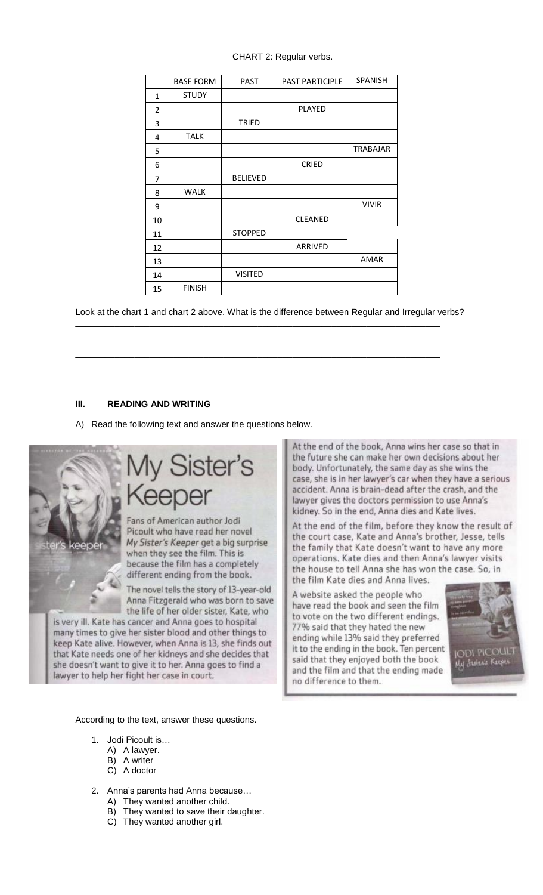CHART 2: Regular verbs.

| | BASE FORM | PAST | PAST PARTICIPLE | SPANISH |
|---|---|---|---|---|
| 1 | STUDY | | | |
| 2 | | | PLAYED | |
| 3 | | TRIED | | |
| 4 | TALK | | | |
| 5 | | | | TRABAJAR |
| 6 | | | CRIED | |
| 7 | | BELIEVED | | |
| 8 | WALK | | | |
| 9 | | | | VIVIR |
| 10 | | | CLEANED | |
| 11 | | STOPPED | | |
| 12 | | | ARRIVED | |
| 13 | | | | AMAR |
| 14 | | VISITED | | |
| 15 | FINISH | | | |

Look at the chart 1 and chart 2 above. What is the difference between Regular and Irregular verbs?

\_\_\_\_\_\_\_\_\_\_\_\_\_\_\_\_\_\_\_\_\_\_\_\_\_\_\_\_\_\_\_\_\_\_\_\_\_\_\_\_\_\_\_\_\_\_\_\_\_\_\_\_\_\_\_\_\_\_\_\_\_\_\_\_\_\_\_\_\_\_
\_\_\_\_\_\_\_\_\_\_\_\_\_\_\_\_\_\_\_\_\_\_\_\_\_\_\_\_\_\_\_\_\_\_\_\_\_\_\_\_\_\_\_\_\_\_\_\_\_\_\_\_\_\_\_\_\_\_\_\_\_\_\_\_\_\_\_\_\_\_
\_\_\_\_\_\_\_\_\_\_\_\_\_\_\_\_\_\_\_\_\_\_\_\_\_\_\_\_\_\_\_\_\_\_\_\_\_\_\_\_\_\_\_\_\_\_\_\_\_\_\_\_\_\_\_\_\_\_\_\_\_\_\_\_\_\_\_\_\_\_
\_\_\_\_\_\_\_\_\_\_\_\_\_\_\_\_\_\_\_\_\_\_\_\_\_\_\_\_\_\_\_\_\_\_\_\_\_\_\_\_\_\_\_\_\_\_\_\_\_\_\_\_\_\_\_\_\_\_\_\_\_\_\_\_\_\_\_\_\_\_
\_\_\_\_\_\_\_\_\_\_\_\_\_\_\_\_\_\_\_\_\_\_\_\_\_\_\_\_\_\_\_\_\_\_\_\_\_\_\_\_\_\_\_\_\_\_\_\_\_\_\_\_\_\_\_\_\_\_\_\_\_\_\_\_\_\_\_\_\_\_

## III. READING AND WRITING

A) Read the following text and answer the questions below.

# My Sister's Keeper

Fans of American author Jodi Picoult who have read her novel *My Sister's Keeper* get a big surprise when they see the film. This is because the film has a completely different ending from the book.

The novel tells the story of 13-year-old Anna Fitzgerald who was born to save the life of her older sister, Kate, who is very ill. Kate has cancer and Anna goes to hospital many times to give her sister blood and other things to keep Kate alive. However, when Anna is 13, she finds out that Kate needs one of her kidneys and she decides that she doesn't want to give it to her. Anna goes to find a lawyer to help her fight her case in court.

At the end of the book, Anna wins her case so that in the future she can make her own decisions about her body. Unfortunately, the same day as she wins the case, she is in her lawyer's car when they have a serious accident. Anna is brain-dead after the crash, and the lawyer gives the doctors permission to use Anna's kidney. So in the end, Anna dies and Kate lives.

At the end of the film, before they know the result of the court case, Kate and Anna's brother, Jesse, tells the family that Kate doesn't want to have any more operations. Kate dies and then Anna's lawyer visits the house to tell Anna she has won the case. So, in the film Kate dies and Anna lives.

A website asked the people who have read the book and seen the film to vote on the two different endings. 77% said that they hated the new ending while 13% said they preferred it to the ending in the book. Ten percent said that they enjoyed both the book and the film and that the ending made no difference to them.

According to the text, answer these questions.

1. Jodi Picoult is…
   A) A lawyer.
   B) A writer
   C) A doctor

2. Anna's parents had Anna because…
   A) They wanted another child.
   B) They wanted to save their daughter.
   C) They wanted another girl.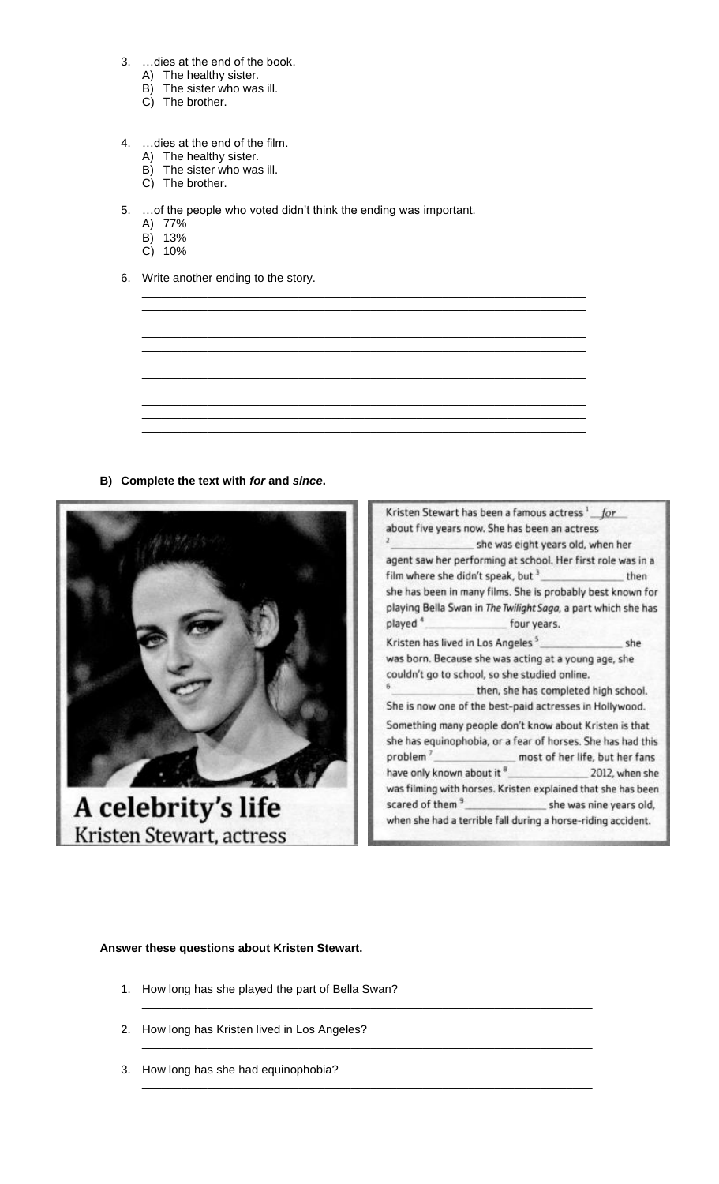3. …dies at the end of the book.
   A) The healthy sister.
   B) The sister who was ill.
   C) The brother.

4. …dies at the end of the film.
   A) The healthy sister.
   B) The sister who was ill.
   C) The brother.

5. …of the people who voted didn't think the ending was important.
   A) 77%
   B) 13%
   C) 10%

6. Write another ending to the story.

________________________________________________________________
________________________________________________________________
________________________________________________________________
________________________________________________________________
________________________________________________________________
________________________________________________________________
________________________________________________________________
________________________________________________________________
________________________________________________________________
________________________________________________________________
________________________________________________________________

**B) Complete the text with *for* and *since*.**

# A celebrity's life
Kristen Stewart, actress

Kristen Stewart has been a famous actress [1] *for* about five years now. She has been an actress [2] ____________ she was eight years old, when her agent saw her performing at school. Her first role was in a film where she didn't speak, but [3] ____________ then she has been in many films. She is probably best known for playing Bella Swan in *The Twilight Saga*, a part which she has played [4] ____________ four years.

Kristen has lived in Los Angeles [5] ____________ she was born. Because she was acting at a young age, she couldn't go to school, so she studied online. [6] ____________ then, she has completed high school. She is now one of the best-paid actresses in Hollywood.

Something many people don't know about Kristen is that she has equinophobia, or a fear of horses. She has had this problem [7] ____________ most of her life, but her fans have only known about it [8] ____________ 2012, when she was filming with horses. Kristen explained that she has been scared of them [9] ____________ she was nine years old, when she had a terrible fall during a horse-riding accident.

**Answer these questions about Kristen Stewart.**

1. How long has she played the part of Bella Swan?
   ________________________________________________________________
2. How long has Kristen lived in Los Angeles?
   ________________________________________________________________
3. How long has she had equinophobia?
   ________________________________________________________________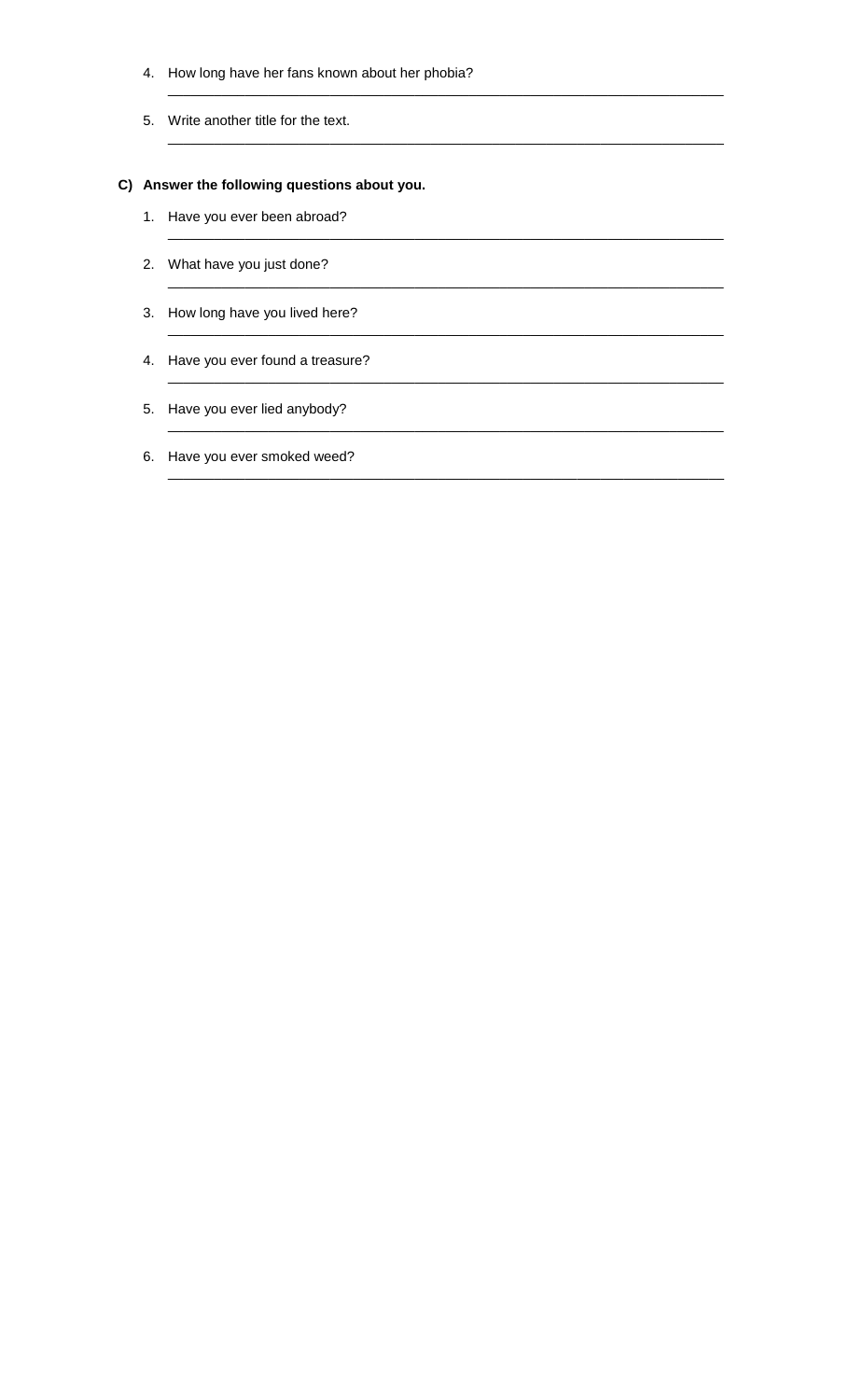4. How long have her fans known about her phobia?

   ______________________________________________

5. Write another title for the text.

   ______________________________________________

**C) Answer the following questions about you.**

1. Have you ever been abroad?

   ______________________________________________

2. What have you just done?

   ______________________________________________

3. How long have you lived here?

   ______________________________________________

4. Have you ever found a treasure?

   ______________________________________________

5. Have you ever lied anybody?

   ______________________________________________

6. Have you ever smoked weed?

   ______________________________________________